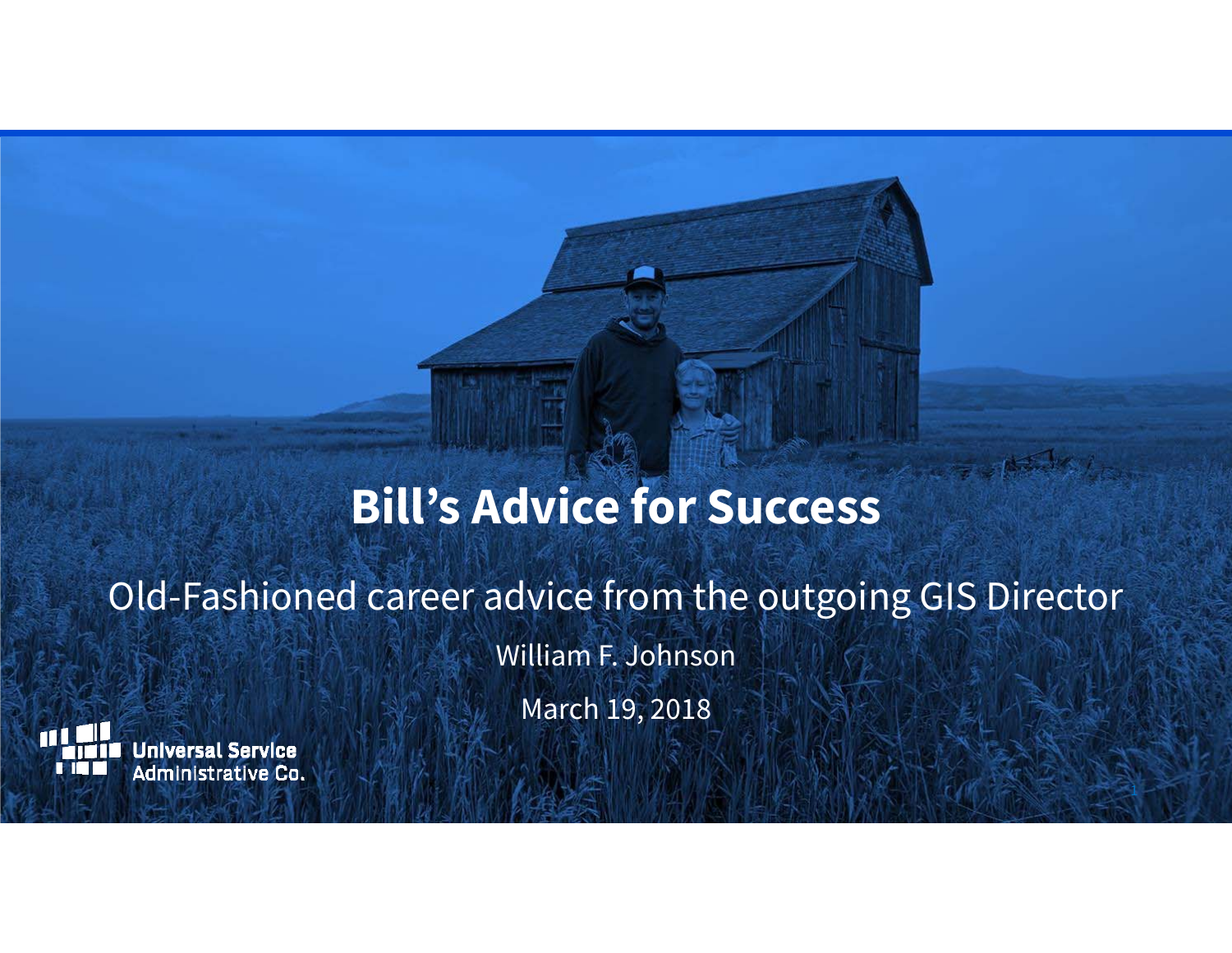# Bill’s Advice for Success

Old-Fashioned career advice from the outgoing GIS Director

William F. Johnson

March 19, 2018

Universal Service Administrative Co.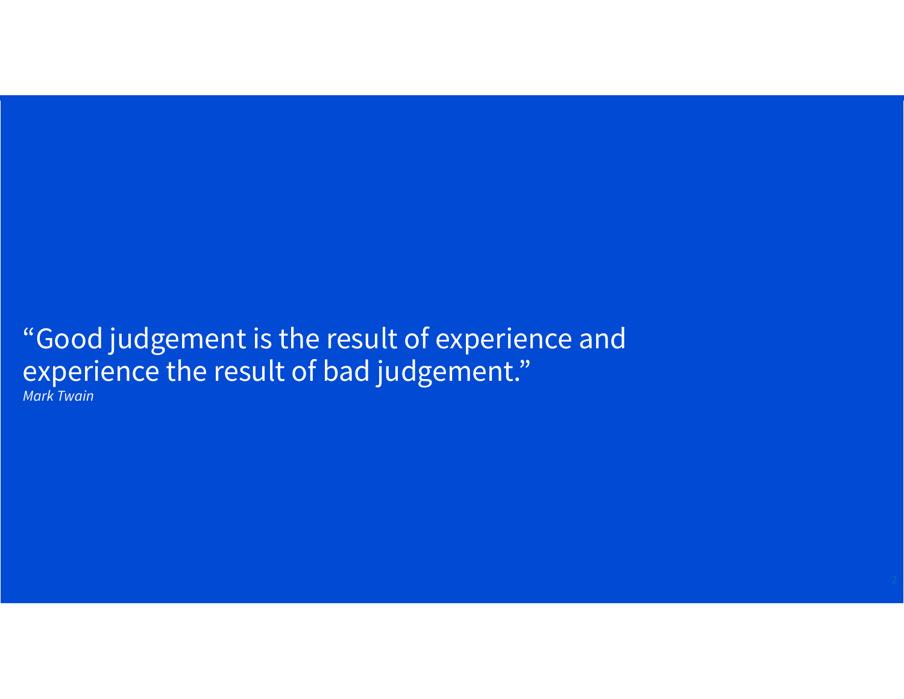“Good judgement is the result of experience and experience the result of bad judgement.”

*Mark Twain*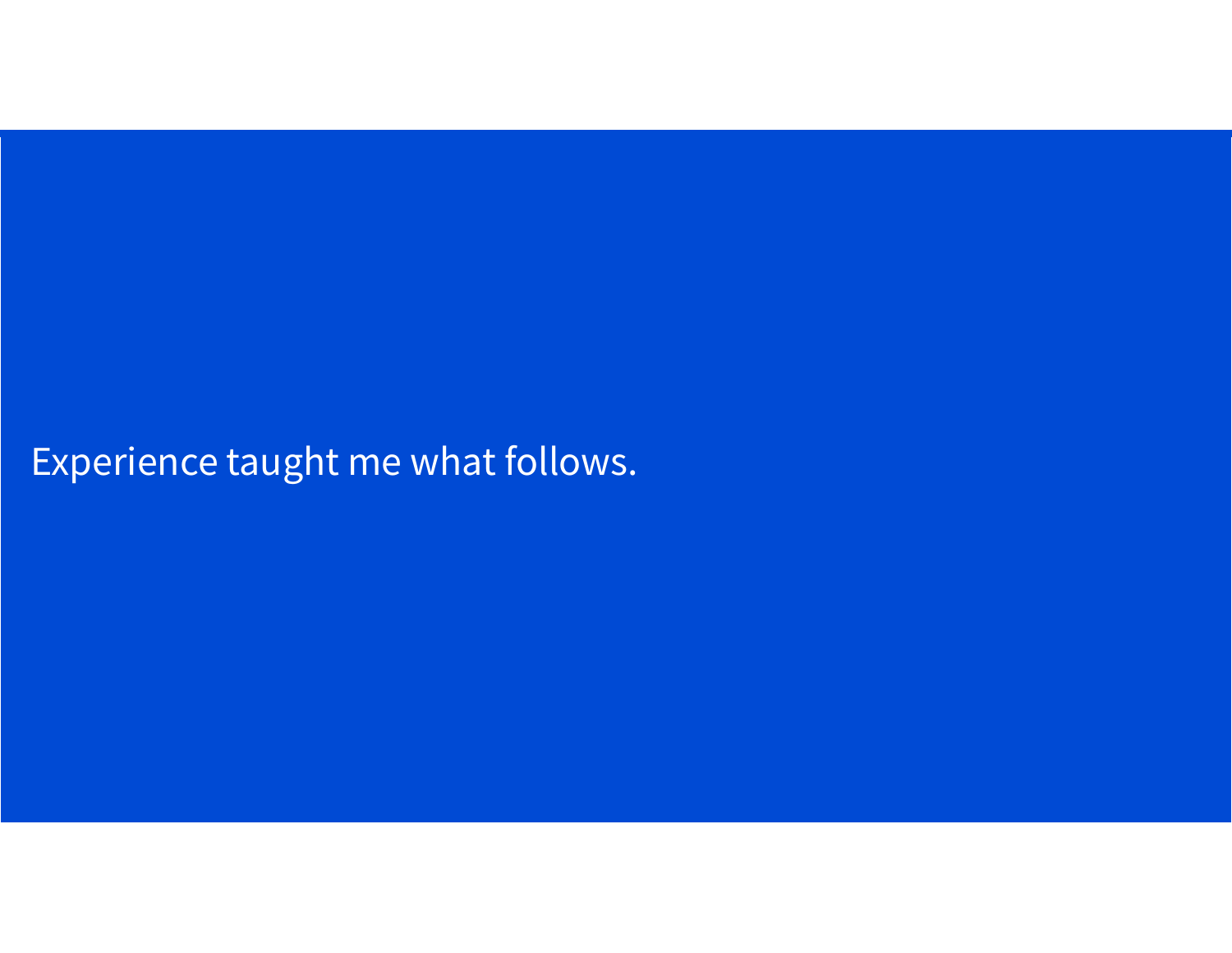Experience taught me what follows.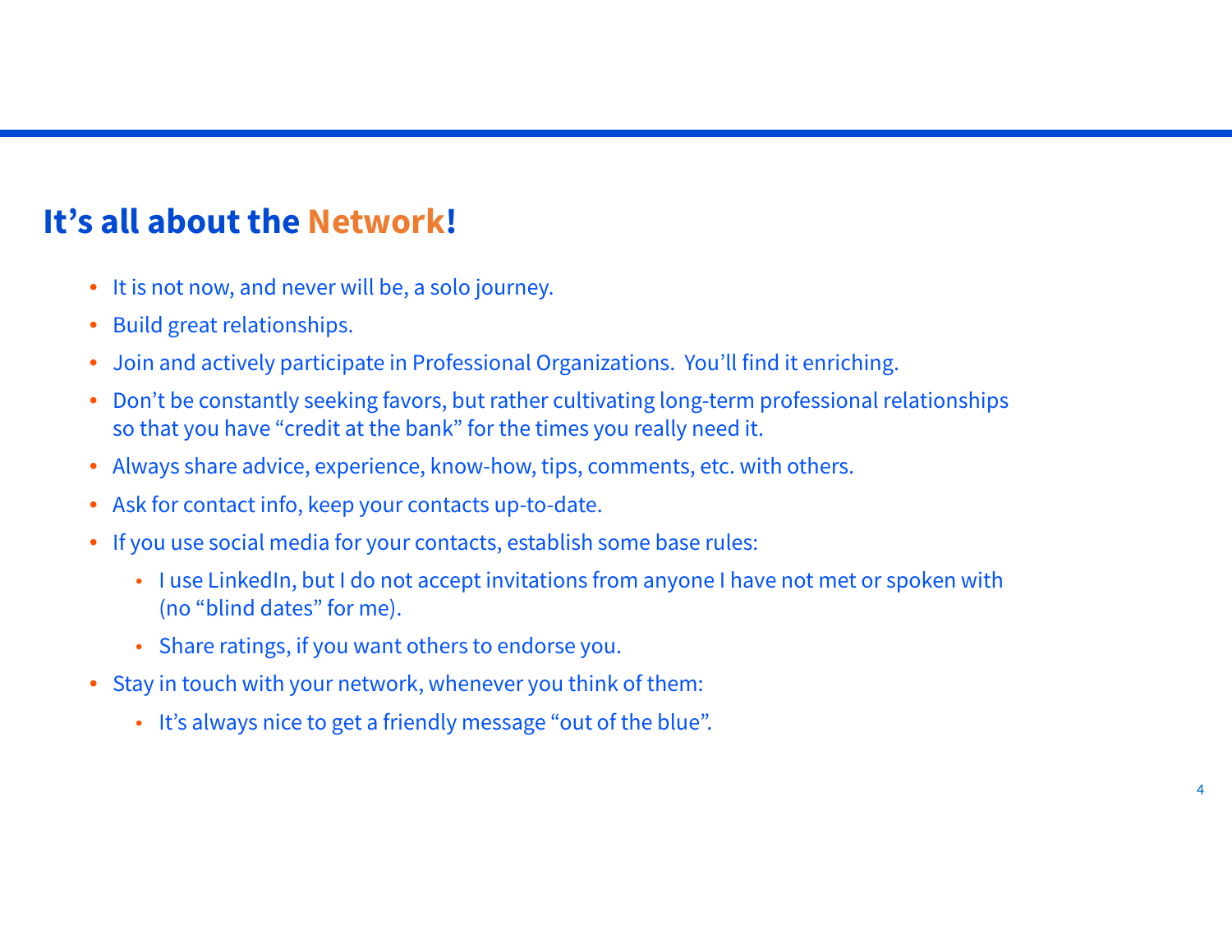## It's all about the Network!

- It is not now, and never will be, a solo journey.
- Build great relationships.
- Join and actively participate in Professional Organizations.  You'll find it enriching.
- Don't be constantly seeking favors, but rather cultivating long-term professional relationships so that you have "credit at the bank" for the times you really need it.
- Always share advice, experience, know-how, tips, comments, etc. with others.
- Ask for contact info, keep your contacts up-to-date.
- If you use social media for your contacts, establish some base rules:
  - I use LinkedIn, but I do not accept invitations from anyone I have not met or spoken with (no "blind dates" for me).
  - Share ratings, if you want others to endorse you.
- Stay in touch with your network, whenever you think of them:
  - It's always nice to get a friendly message "out of the blue".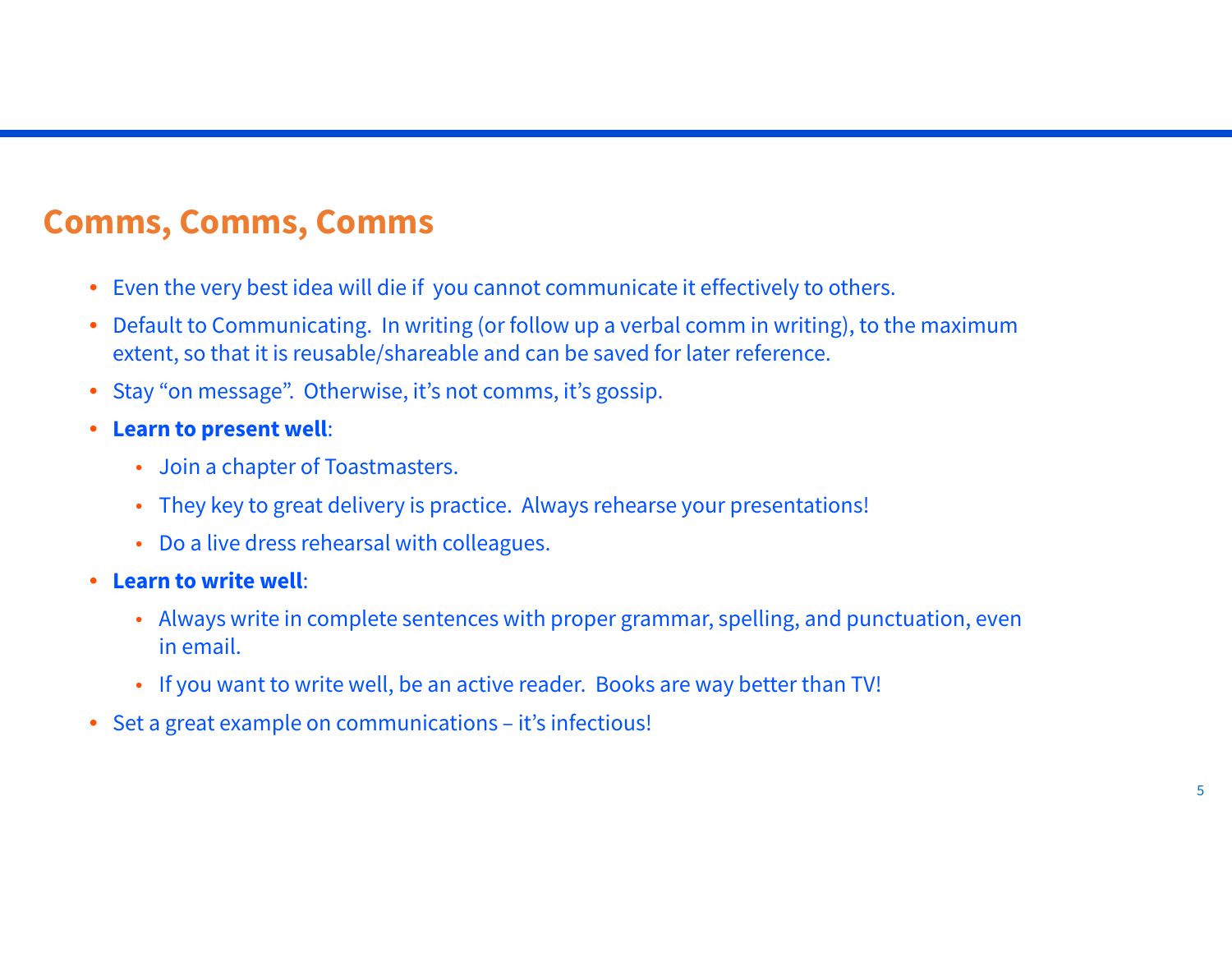## Comms, Comms, Comms

- Even the very best idea will die if you cannot communicate it effectively to others.
- Default to Communicating. In writing (or follow up a verbal comm in writing), to the maximum extent, so that it is reusable/shareable and can be saved for later reference.
- Stay "on message". Otherwise, it's not comms, it's gossip.
- **Learn to present well**:
  - Join a chapter of Toastmasters.
  - They key to great delivery is practice. Always rehearse your presentations!
  - Do a live dress rehearsal with colleagues.
- **Learn to write well**:
  - Always write in complete sentences with proper grammar, spelling, and punctuation, even in email.
  - If you want to write well, be an active reader. Books are way better than TV!
- Set a great example on communications – it's infectious!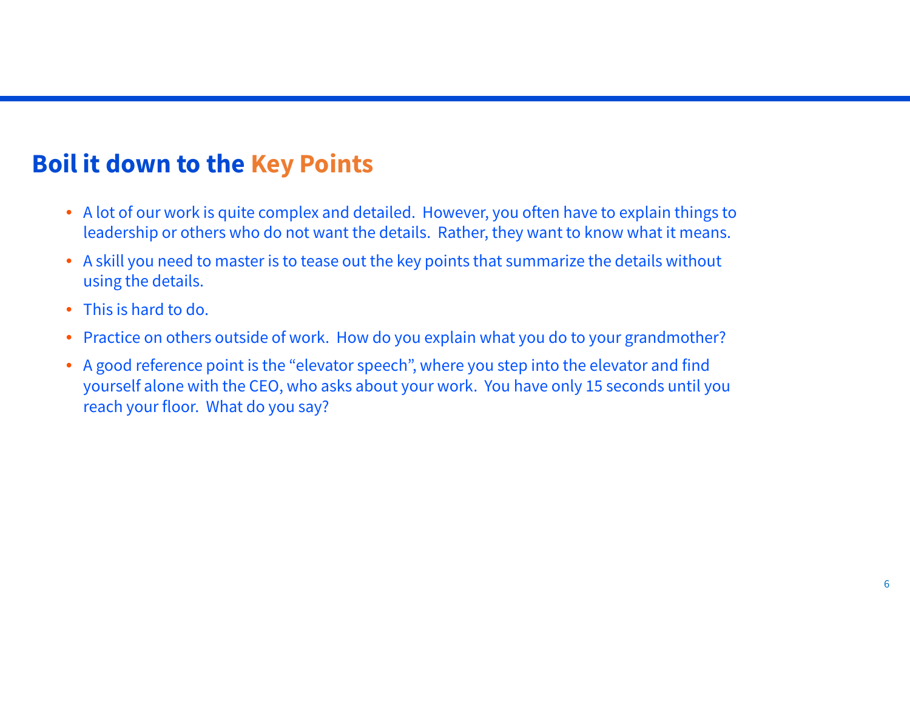## Boil it down to the Key Points

- A lot of our work is quite complex and detailed.  However, you often have to explain things to leadership or others who do not want the details.  Rather, they want to know what it means.
- A skill you need to master is to tease out the key points that summarize the details without using the details.
- This is hard to do.
- Practice on others outside of work.  How do you explain what you do to your grandmother?
- A good reference point is the “elevator speech”, where you step into the elevator and find yourself alone with the CEO, who asks about your work.  You have only 15 seconds until you reach your floor.  What do you say?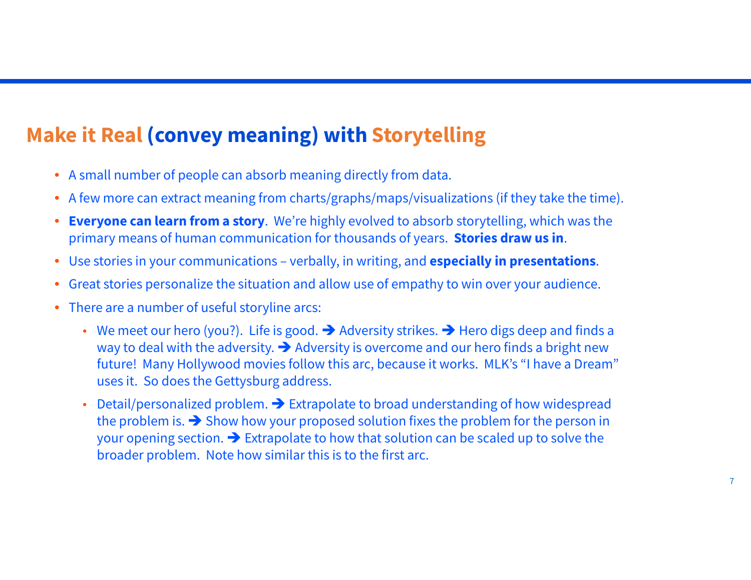## Make it Real (convey meaning) with Storytelling

- A small number of people can absorb meaning directly from data.
- A few more can extract meaning from charts/graphs/maps/visualizations (if they take the time).
- **Everyone can learn from a story**. We're highly evolved to absorb storytelling, which was the primary means of human communication for thousands of years. **Stories draw us in**.
- Use stories in your communications – verbally, in writing, and **especially in presentations**.
- Great stories personalize the situation and allow use of empathy to win over your audience.
- There are a number of useful storyline arcs:
  - We meet our hero (you?). Life is good. ➔ Adversity strikes. ➔ Hero digs deep and finds a way to deal with the adversity. ➔ Adversity is overcome and our hero finds a bright new future! Many Hollywood movies follow this arc, because it works. MLK's "I have a Dream" uses it. So does the Gettysburg address.
  - Detail/personalized problem. ➔ Extrapolate to broad understanding of how widespread the problem is. ➔ Show how your proposed solution fixes the problem for the person in your opening section. ➔ Extrapolate to how that solution can be scaled up to solve the broader problem. Note how similar this is to the first arc.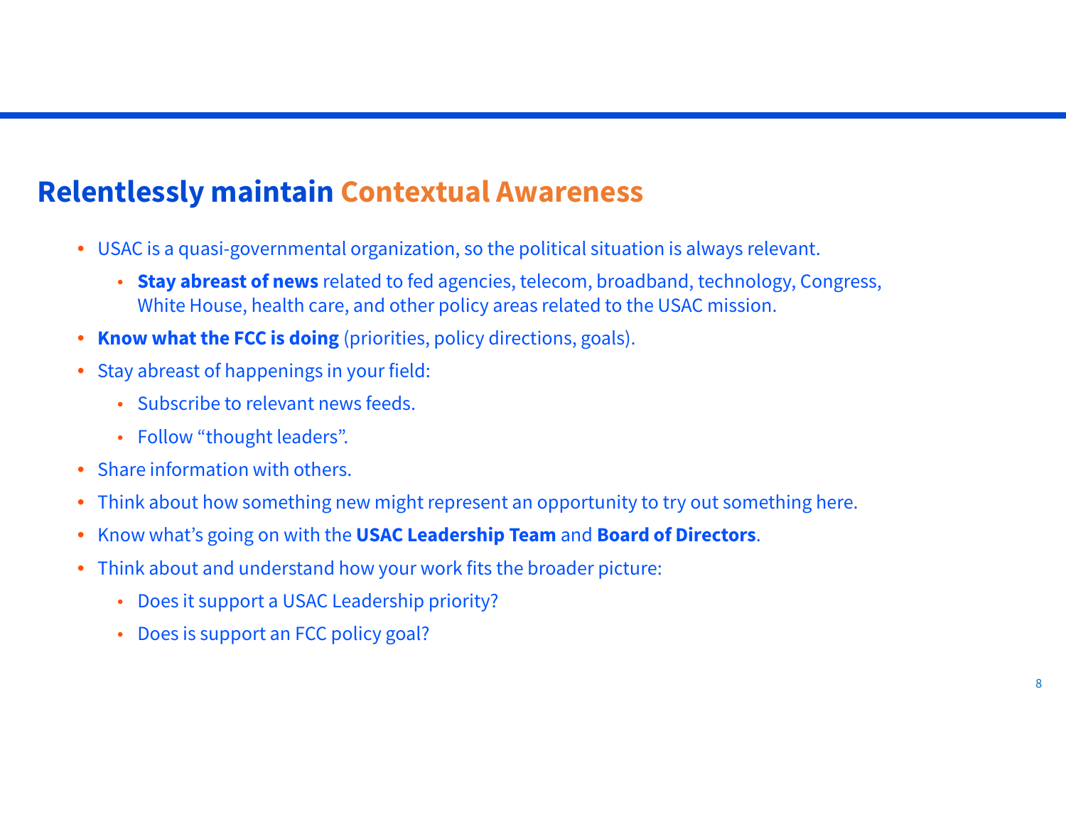## Relentlessly maintain Contextual Awareness

- USAC is a quasi-governmental organization, so the political situation is always relevant.
  - **Stay abreast of news** related to fed agencies, telecom, broadband, technology, Congress, White House, health care, and other policy areas related to the USAC mission.
- **Know what the FCC is doing** (priorities, policy directions, goals).
- Stay abreast of happenings in your field:
  - Subscribe to relevant news feeds.
  - Follow "thought leaders".
- Share information with others.
- Think about how something new might represent an opportunity to try out something here.
- Know what's going on with the **USAC Leadership Team** and **Board of Directors**.
- Think about and understand how your work fits the broader picture:
  - Does it support a USAC Leadership priority?
  - Does is support an FCC policy goal?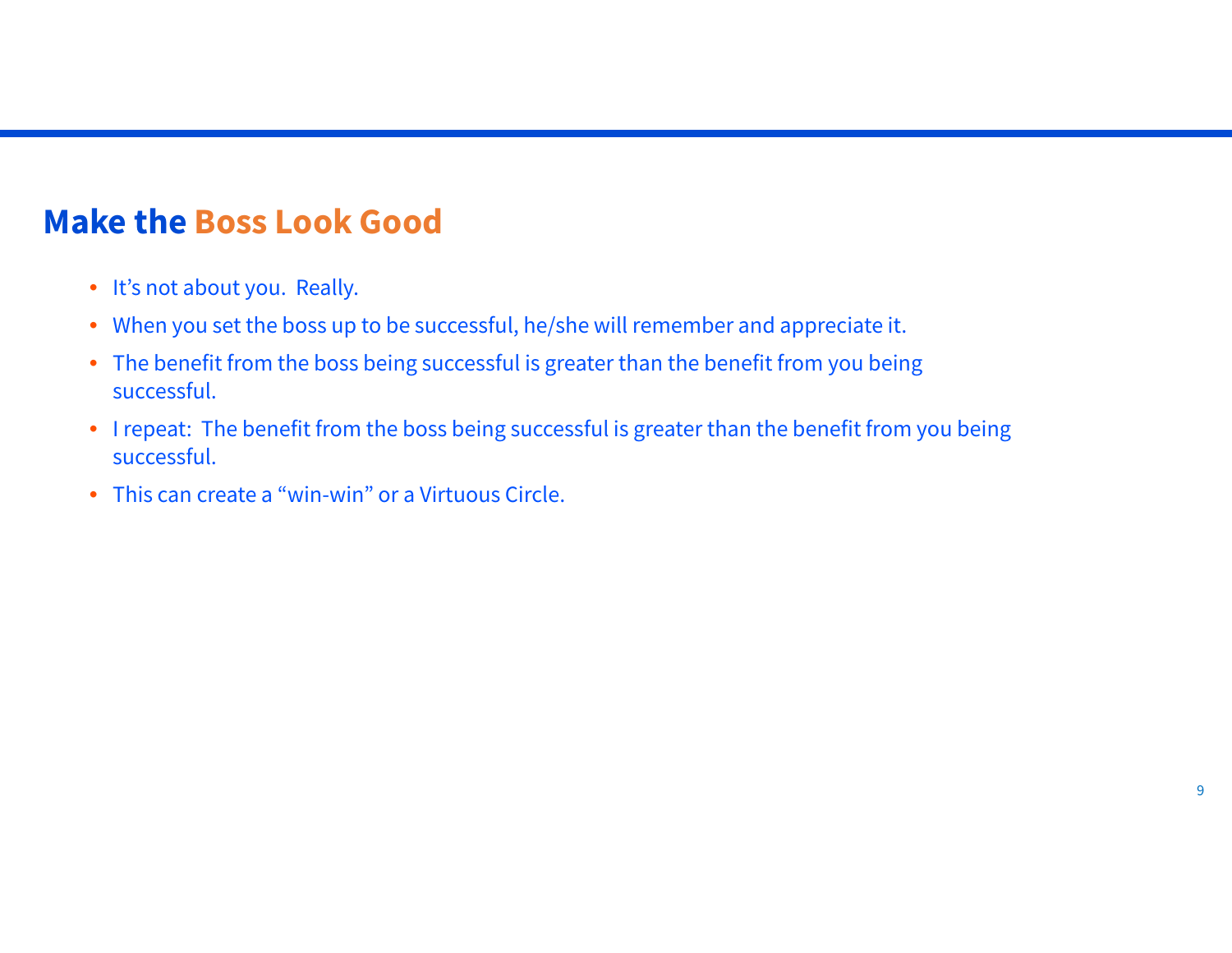## Make the Boss Look Good

- It's not about you.  Really.
- When you set the boss up to be successful, he/she will remember and appreciate it.
- The benefit from the boss being successful is greater than the benefit from you being successful.
- I repeat:  The benefit from the boss being successful is greater than the benefit from you being successful.
- This can create a "win-win" or a Virtuous Circle.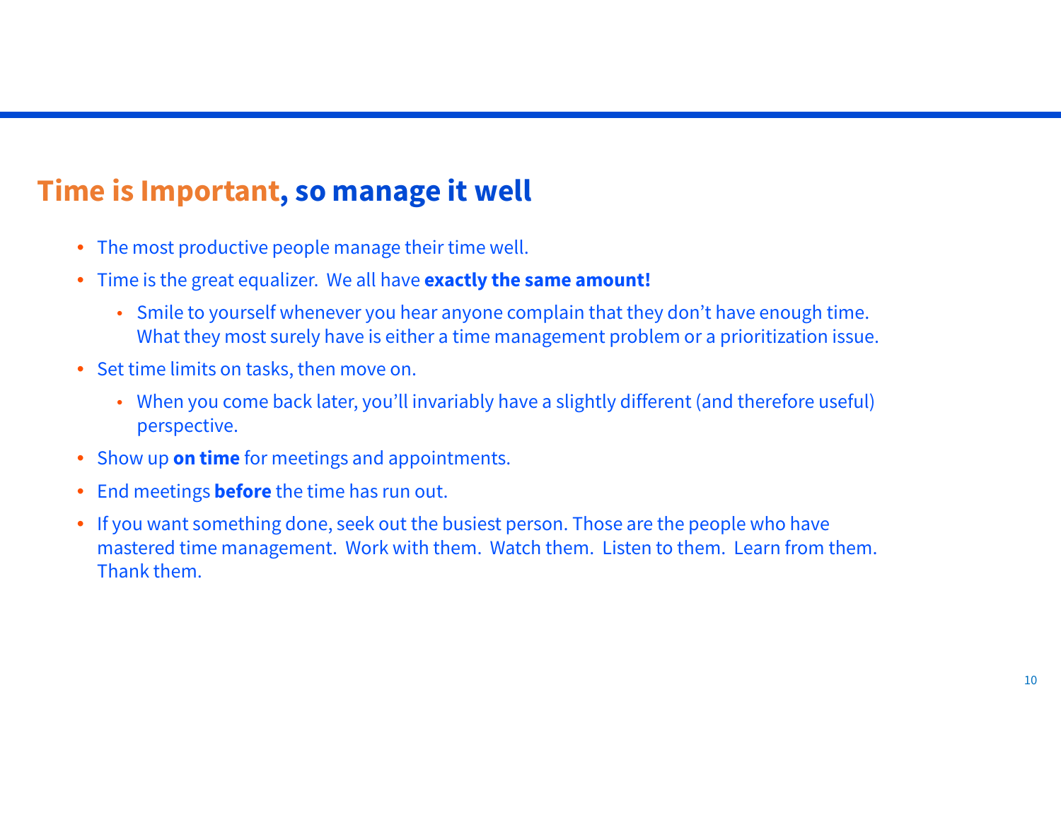## Time is Important, so manage it well

- The most productive people manage their time well.
- Time is the great equalizer.  We all have **exactly the same amount!**
  - Smile to yourself whenever you hear anyone complain that they don't have enough time. What they most surely have is either a time management problem or a prioritization issue.
- Set time limits on tasks, then move on.
  - When you come back later, you'll invariably have a slightly different (and therefore useful) perspective.
- Show up **on time** for meetings and appointments.
- End meetings **before** the time has run out.
- If you want something done, seek out the busiest person. Those are the people who have mastered time management.  Work with them.  Watch them.  Listen to them.  Learn from them. Thank them.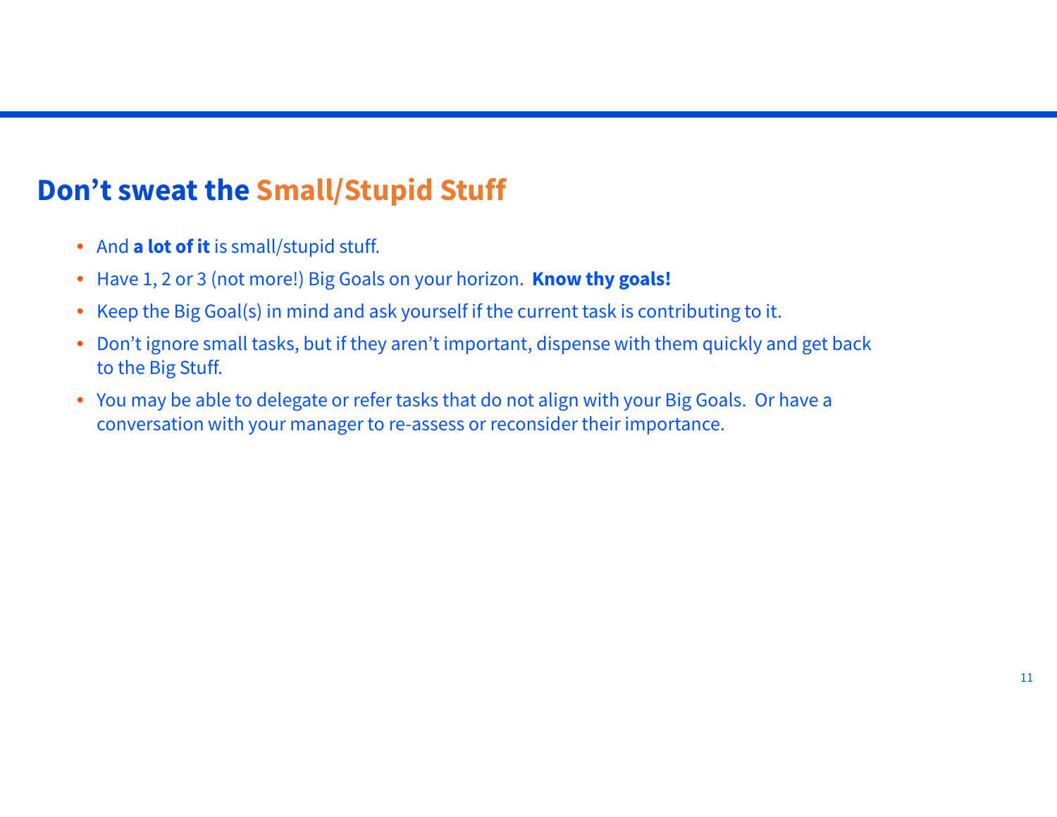## Don’t sweat the Small/Stupid Stuff

- And **a lot of it** is small/stupid stuff.
- Have 1, 2 or 3 (not more!) Big Goals on your horizon.  **Know thy goals!**
- Keep the Big Goal(s) in mind and ask yourself if the current task is contributing to it.
- Don’t ignore small tasks, but if they aren’t important, dispense with them quickly and get back to the Big Stuff.
- You may be able to delegate or refer tasks that do not align with your Big Goals.  Or have a conversation with your manager to re-assess or reconsider their importance.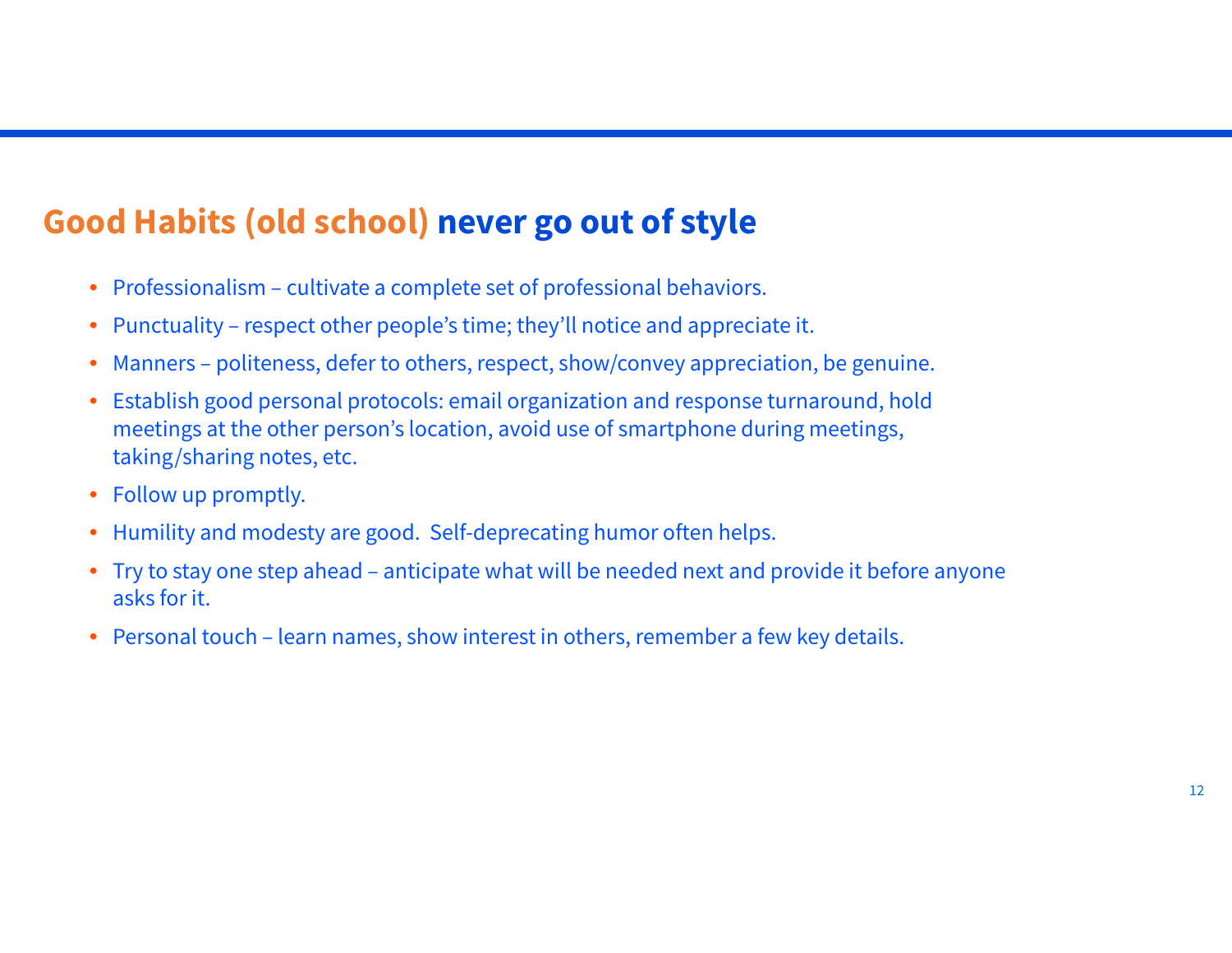## Good Habits (old school) never go out of style

- Professionalism – cultivate a complete set of professional behaviors.
- Punctuality – respect other people's time; they'll notice and appreciate it.
- Manners – politeness, defer to others, respect, show/convey appreciation, be genuine.
- Establish good personal protocols: email organization and response turnaround, hold meetings at the other person's location, avoid use of smartphone during meetings, taking/sharing notes, etc.
- Follow up promptly.
- Humility and modesty are good. Self-deprecating humor often helps.
- Try to stay one step ahead – anticipate what will be needed next and provide it before anyone asks for it.
- Personal touch – learn names, show interest in others, remember a few key details.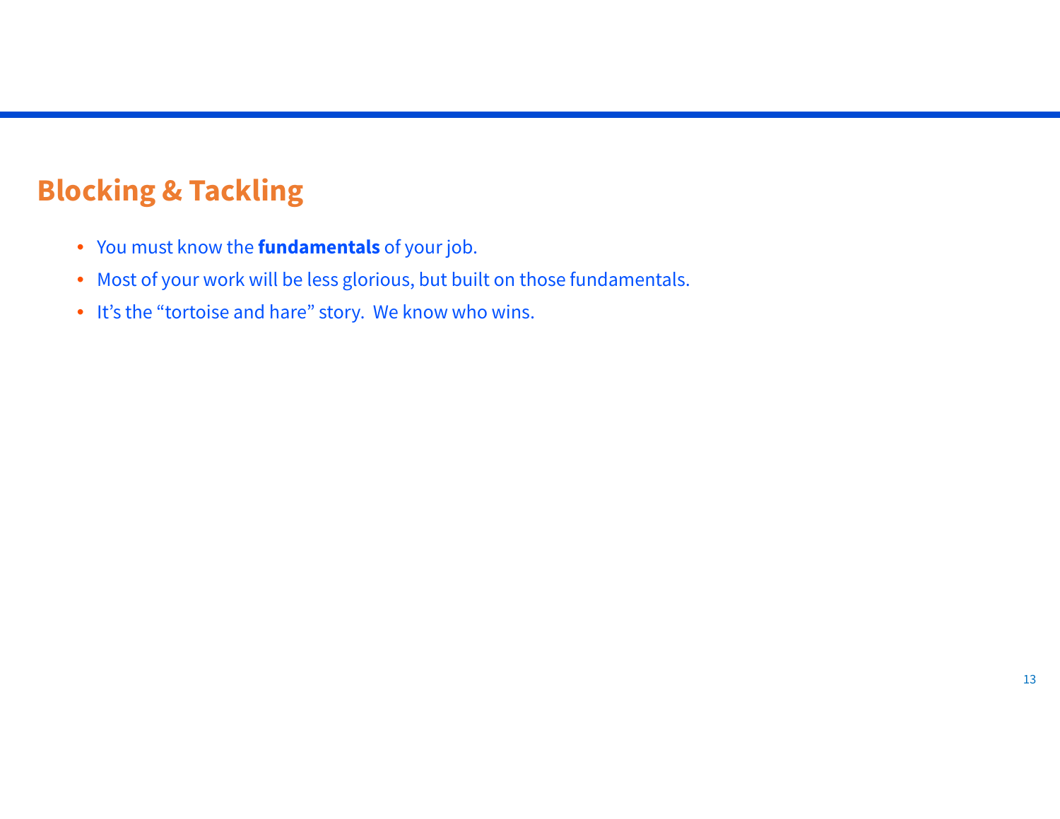## Blocking & Tackling

- You must know the **fundamentals** of your job.
- Most of your work will be less glorious, but built on those fundamentals.
- It's the "tortoise and hare" story.  We know who wins.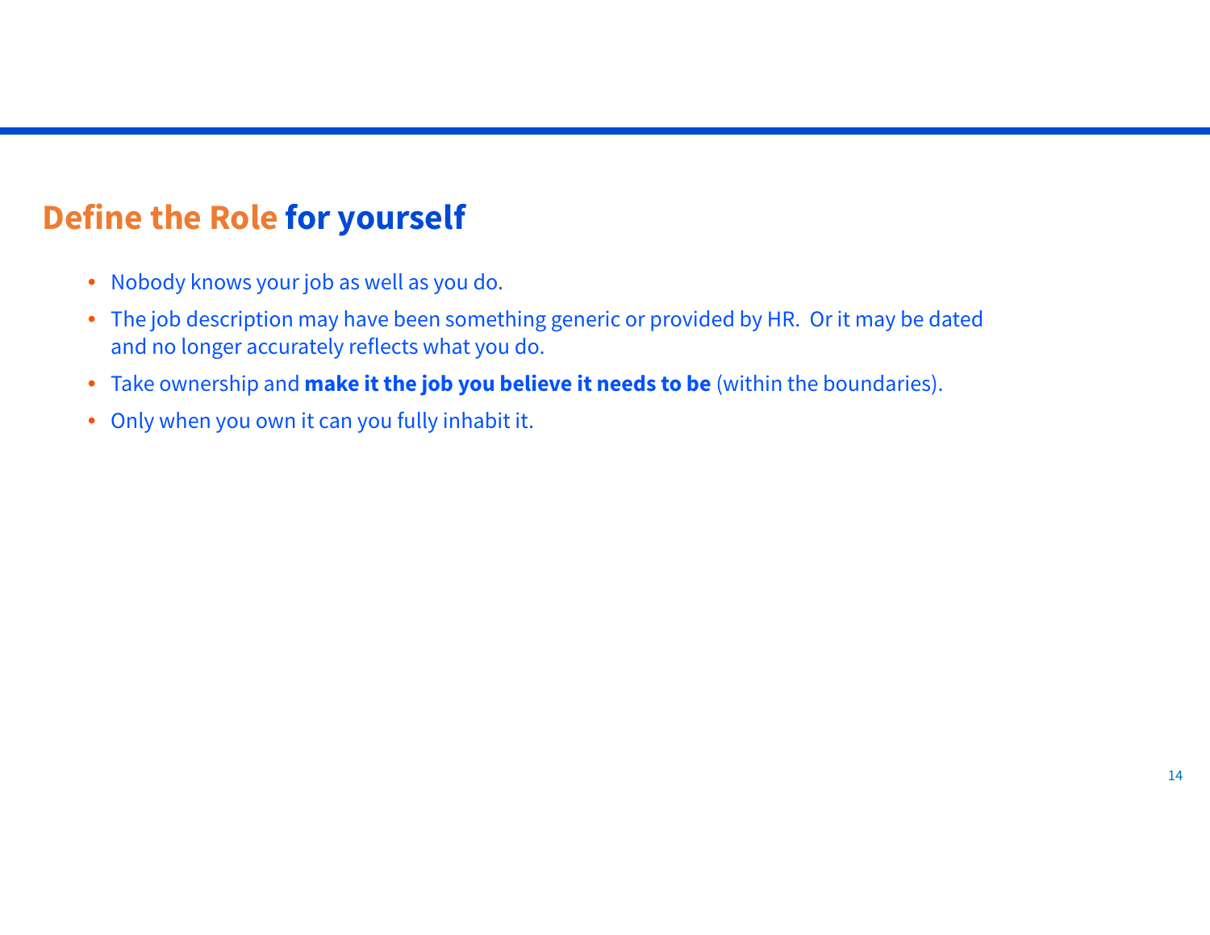# Define the Role for yourself

- Nobody knows your job as well as you do.
- The job description may have been something generic or provided by HR. Or it may be dated and no longer accurately reflects what you do.
- Take ownership and **make it the job you believe it needs to be** (within the boundaries).
- Only when you own it can you fully inhabit it.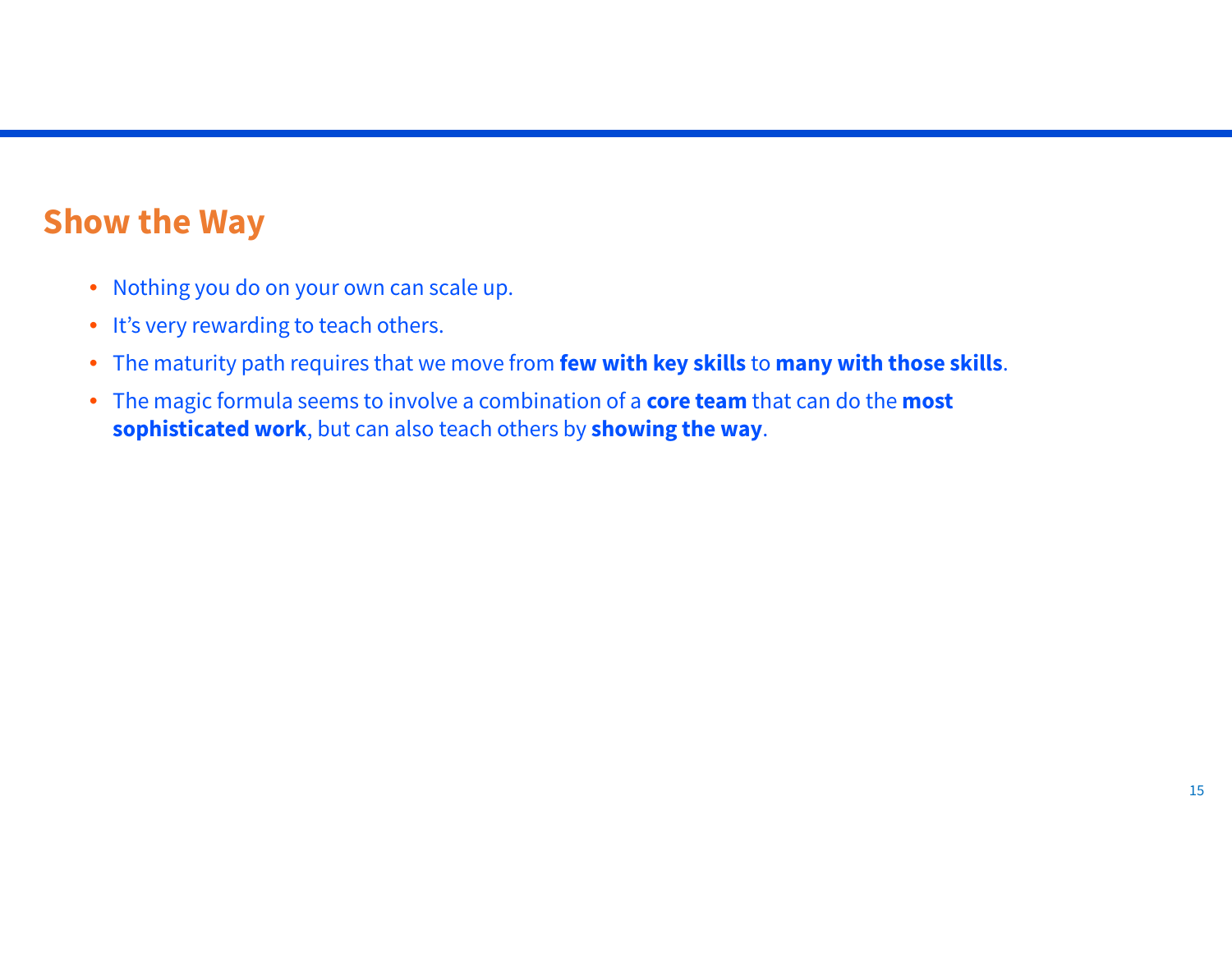## Show the Way

- Nothing you do on your own can scale up.
- It's very rewarding to teach others.
- The maturity path requires that we move from **few with key skills** to **many with those skills**.
- The magic formula seems to involve a combination of a **core team** that can do the **most sophisticated work**, but can also teach others by **showing the way**.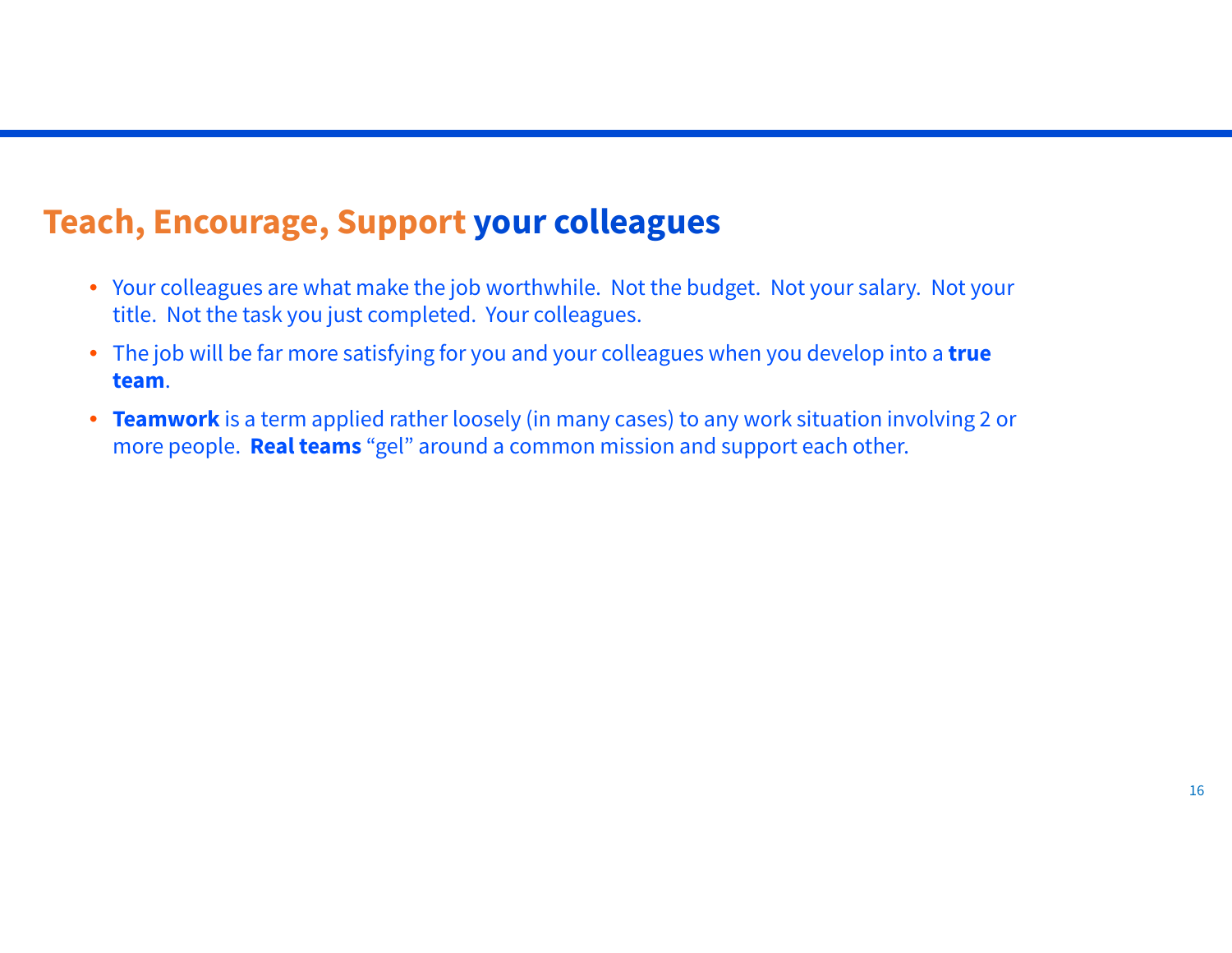## Teach, Encourage, Support your colleagues

- Your colleagues are what make the job worthwhile.  Not the budget.  Not your salary.  Not your title.  Not the task you just completed.  Your colleagues.
- The job will be far more satisfying for you and your colleagues when you develop into a **true team**.
- **Teamwork** is a term applied rather loosely (in many cases) to any work situation involving 2 or more people.  **Real teams** "gel" around a common mission and support each other.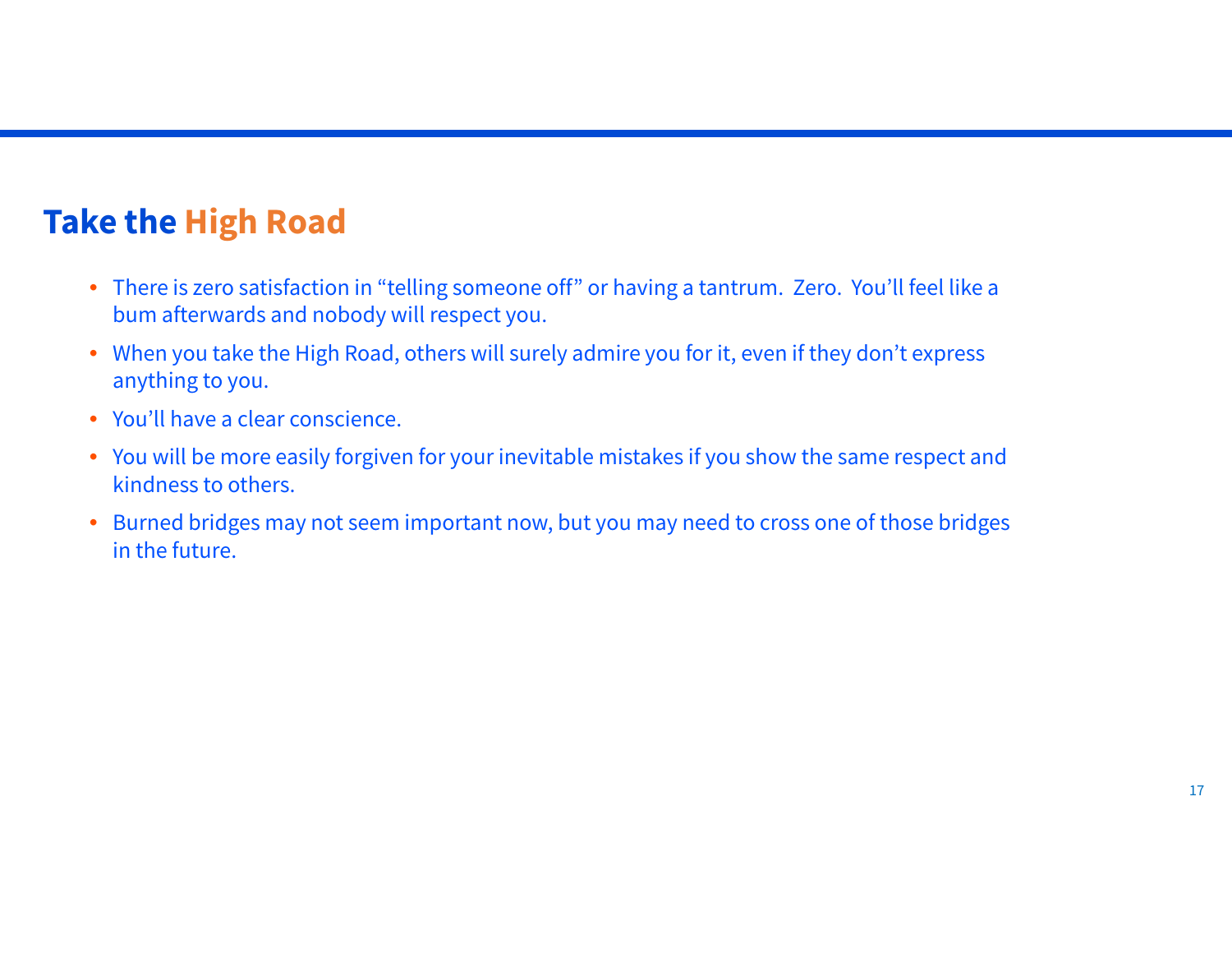## Take the High Road

- There is zero satisfaction in "telling someone off" or having a tantrum. Zero. You'll feel like a bum afterwards and nobody will respect you.
- When you take the High Road, others will surely admire you for it, even if they don't express anything to you.
- You'll have a clear conscience.
- You will be more easily forgiven for your inevitable mistakes if you show the same respect and kindness to others.
- Burned bridges may not seem important now, but you may need to cross one of those bridges in the future.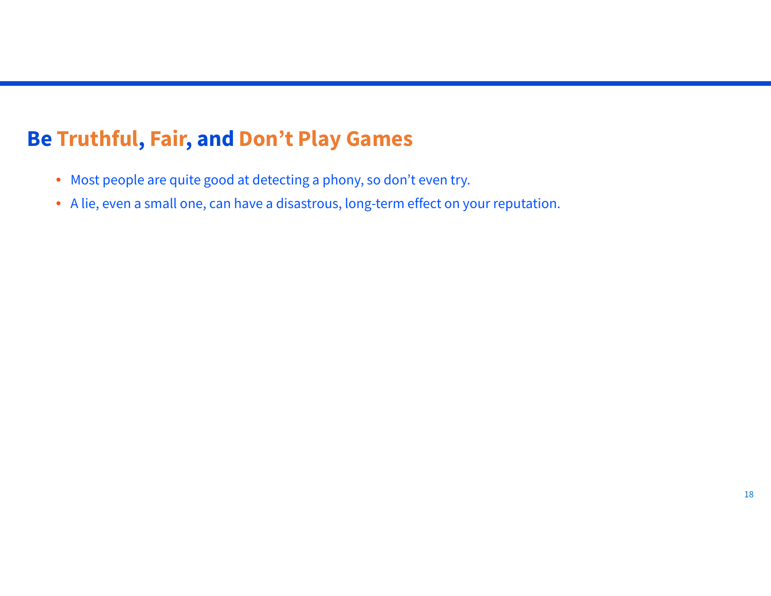## Be Truthful, Fair, and Don't Play Games

- Most people are quite good at detecting a phony, so don't even try.
- A lie, even a small one, can have a disastrous, long-term effect on your reputation.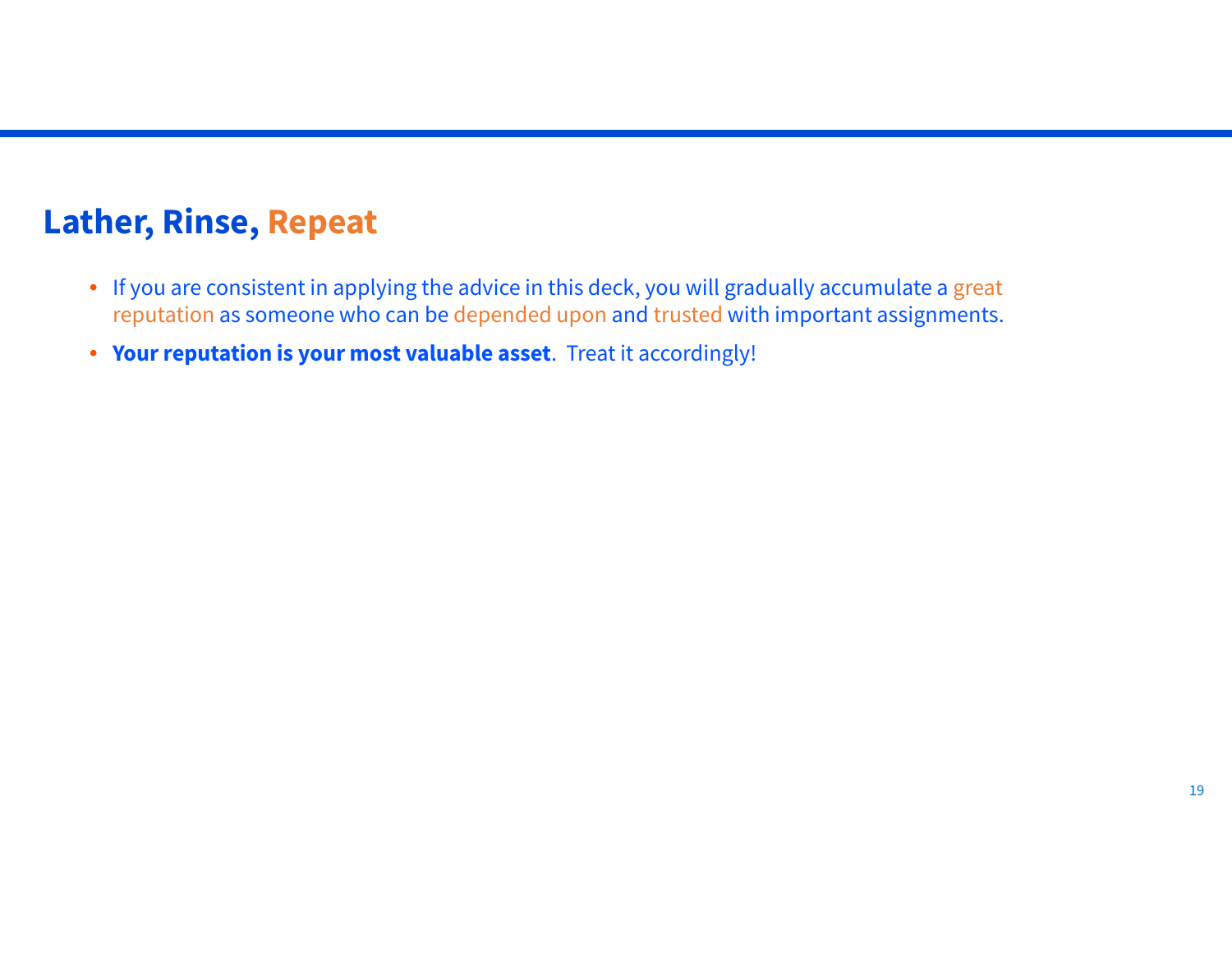## Lather, Rinse, Repeat

- If you are consistent in applying the advice in this deck, you will gradually accumulate a great reputation as someone who can be depended upon and trusted with important assignments.
- **Your reputation is your most valuable asset**.  Treat it accordingly!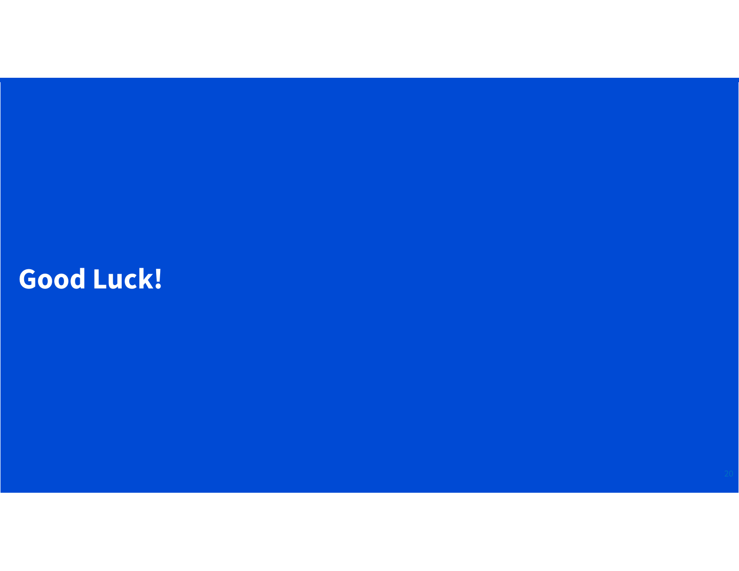# Good Luck!